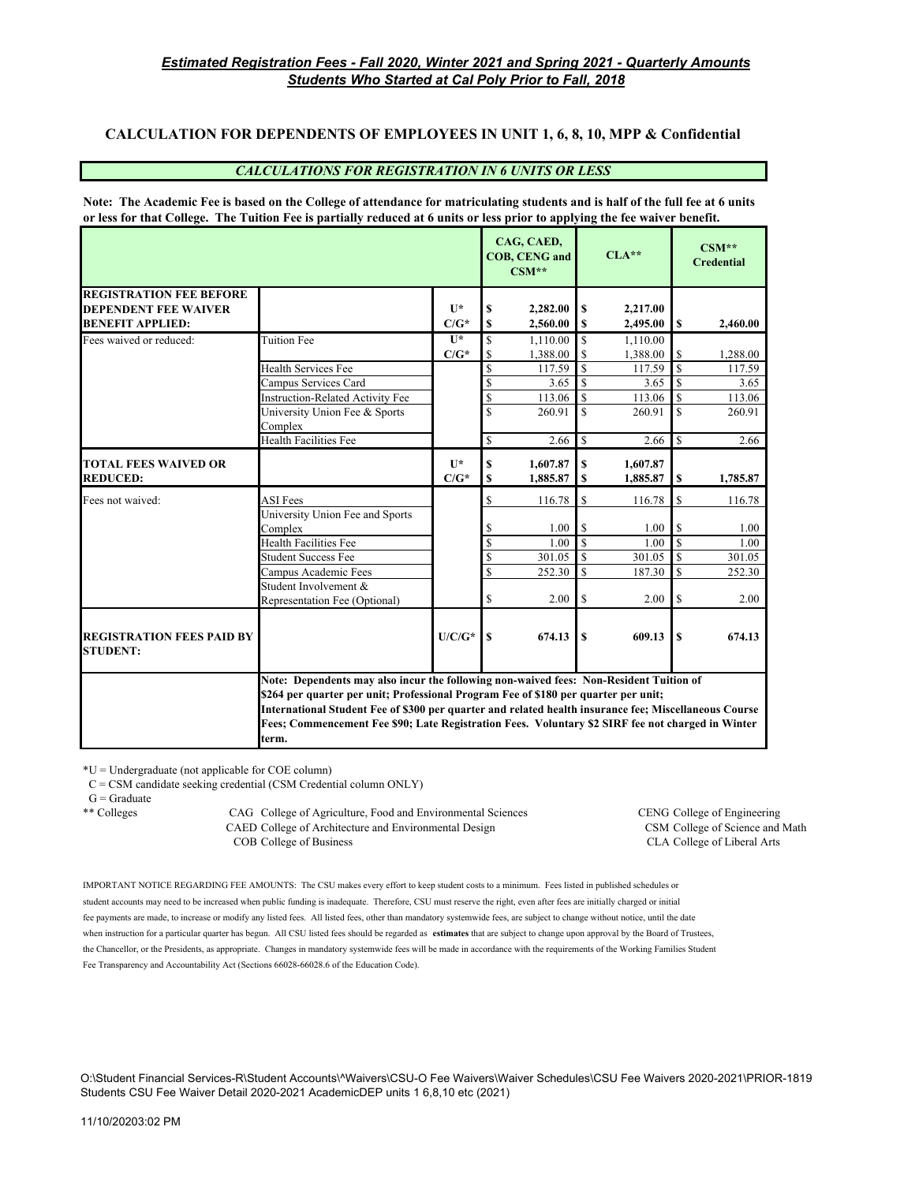***Estimated Registration Fees - Fall 2020, Winter 2021 and Spring 2021 - Quarterly Amounts***
***Students Who Started at Cal Poly Prior to Fall, 2018***

## CALCULATION FOR DEPENDENTS OF EMPLOYEES IN UNIT 1, 6, 8, 10, MPP & Confidential

### *CALCULATIONS FOR REGISTRATION IN 6 UNITS OR LESS*

**Note: The Academic Fee is based on the College of attendance for matriculating students and is half of the full fee at 6 units or less for that College. The Tuition Fee is partially reduced at 6 units or less prior to applying the fee waiver benefit.**

| | | | CAG, CAED, COB, CENG and CSM** | CLA** | CSM** Credential |
|---|---|---|---|---|---|
| **REGISTRATION FEE BEFORE DEPENDENT FEE WAIVER BENEFIT APPLIED:** | | U* | **$ 2,282.00** | **$ 2,217.00** | |
| | | C/G* | **$ 2,560.00** | **$ 2,495.00** | **$ 2,460.00** |
| Fees waived or reduced: | Tuition Fee | U* | $ 1,110.00 | $ 1,110.00 | |
| | | C/G* | $ 1,388.00 | $ 1,388.00 | $ 1,288.00 |
| | Health Services Fee | | $ 117.59 | $ 117.59 | $ 117.59 |
| | Campus Services Card | | $ 3.65 | $ 3.65 | $ 3.65 |
| | Instruction-Related Activity Fee | | $ 113.06 | $ 113.06 | $ 113.06 |
| | University Union Fee & Sports Complex | | $ 260.91 | $ 260.91 | $ 260.91 |
| | Health Facilities Fee | | $ 2.66 | $ 2.66 | $ 2.66 |
| **TOTAL FEES WAIVED OR REDUCED:** | | U* | **$ 1,607.87** | **$ 1,607.87** | |
| | | C/G* | **$ 1,885.87** | **$ 1,885.87** | **$ 1,785.87** |
| Fees not waived: | ASI Fees | | $ 116.78 | $ 116.78 | $ 116.78 |
| | University Union Fee and Sports Complex | | $ 1.00 | $ 1.00 | $ 1.00 |
| | Health Facilities Fee | | $ 1.00 | $ 1.00 | $ 1.00 |
| | Student Success Fee | | $ 301.05 | $ 301.05 | $ 301.05 |
| | Campus Academic Fees | | $ 252.30 | $ 187.30 | $ 252.30 |
| | Student Involvement & Representation Fee (Optional) | | $ 2.00 | $ 2.00 | $ 2.00 |
| **REGISTRATION FEES PAID BY STUDENT:** | | U/C/G* | **$ 674.13** | **$ 609.13** | **$ 674.13** |
| | **Note: Dependents may also incur the following non-waived fees: Non-Resident Tuition of $264 per quarter per unit; Professional Program Fee of $180 per quarter per unit; International Student Fee of $300 per quarter and related health insurance fee; Miscellaneous Course Fees; Commencement Fee $90; Late Registration Fees. Voluntary $2 SIRF fee not charged in Winter term.** | | | | |

*U = Undergraduate (not applicable for COE column)
C = CSM candidate seeking credential (CSM Credential column ONLY)
G = Graduate

** Colleges
- CAG College of Agriculture, Food and Environmental Sciences
- CAED College of Architecture and Environmental Design
- COB College of Business
- CENG College of Engineering
- CSM College of Science and Math
- CLA College of Liberal Arts

IMPORTANT NOTICE REGARDING FEE AMOUNTS: The CSU makes every effort to keep student costs to a minimum. Fees listed in published schedules or student accounts may need to be increased when public funding is inadequate. Therefore, CSU must reserve the right, even after fees are initially charged or initial fee payments are made, to increase or modify any listed fees. All listed fees, other than mandatory systemwide fees, are subject to change without notice, until the date when instruction for a particular quarter has begun. All CSU listed fees should be regarded as **estimates** that are subject to change upon approval by the Board of Trustees, the Chancellor, or the Presidents, as appropriate. Changes in mandatory systemwide fees will be made in accordance with the requirements of the Working Families Student Fee Transparency and Accountability Act (Sections 66028-66028.6 of the Education Code).

O:\Student Financial Services-R\Student Accounts\^Waivers\CSU-O Fee Waivers\Waiver Schedules\CSU Fee Waivers 2020-2021\PRIOR-1819 Students CSU Fee Waiver Detail 2020-2021 AcademicDEP units 1 6,8,10 etc (2021)

11/10/20203:02 PM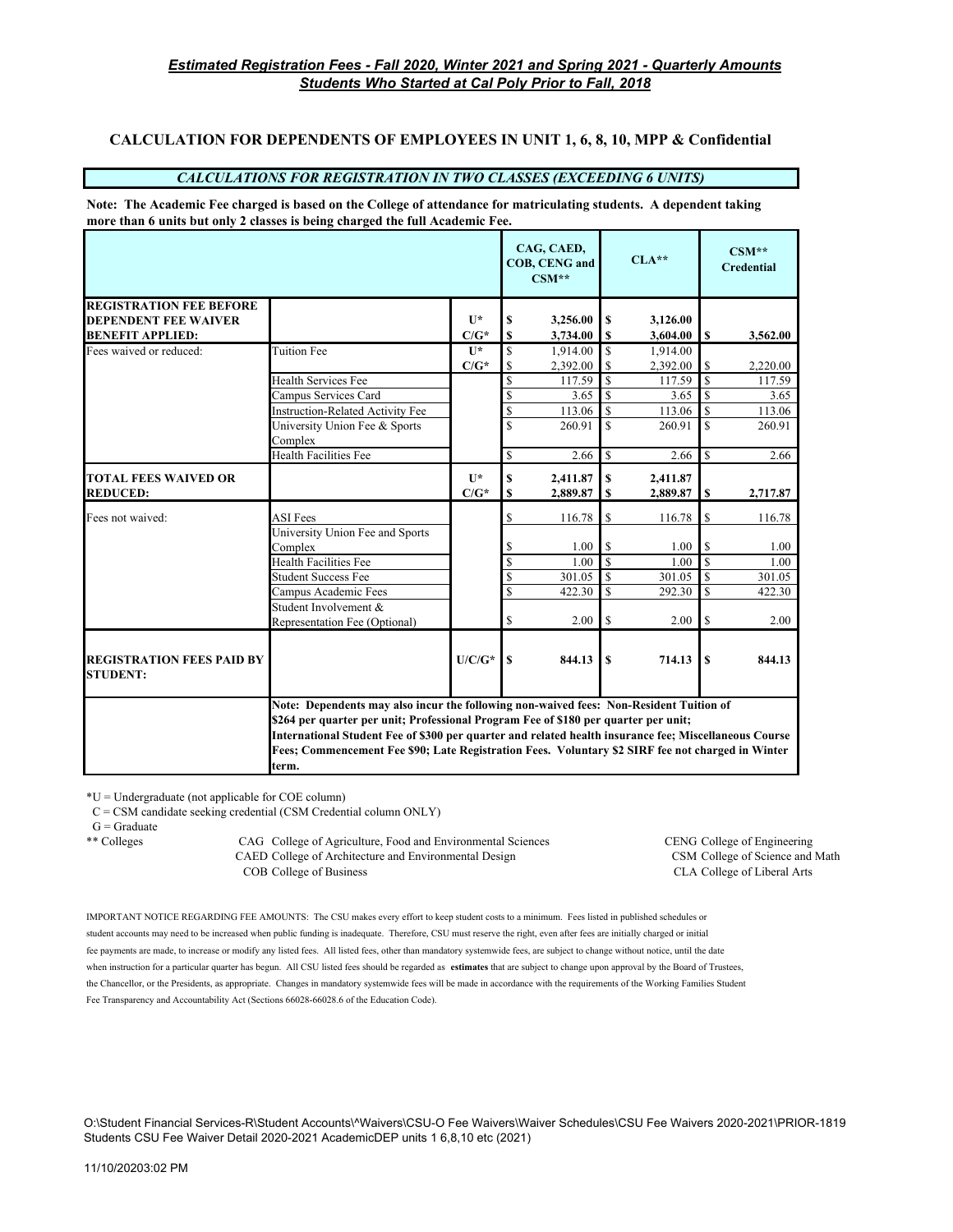*Estimated Registration Fees - Fall 2020, Winter 2021 and Spring 2021 - Quarterly Amounts*
*Students Who Started at Cal Poly Prior to Fall, 2018*

## CALCULATION FOR DEPENDENTS OF EMPLOYEES IN UNIT 1, 6, 8, 10, MPP & Confidential

### *CALCULATIONS FOR REGISTRATION IN TWO CLASSES (EXCEEDING 6 UNITS)*

**Note: The Academic Fee charged is based on the College of attendance for matriculating students. A dependent taking more than 6 units but only 2 classes is being charged the full Academic Fee.**

| | | | CAG, CAED, COB, CENG and CSM** | CLA** | CSM** Credential |
|---|---|---|---|---|---|
| **REGISTRATION FEE BEFORE DEPENDENT FEE WAIVER BENEFIT APPLIED:** | | U* | $ 3,256.00 | $ 3,126.00 | |
| | | C/G* | $ 3,734.00 | $ 3,604.00 | $ 3,562.00 |
| Fees waived or reduced: | Tuition Fee | U* | $ 1,914.00 | $ 1,914.00 | |
| | | C/G* | $ 2,392.00 | $ 2,392.00 | $ 2,220.00 |
| | Health Services Fee | | $ 117.59 | $ 117.59 | $ 117.59 |
| | Campus Services Card | | $ 3.65 | $ 3.65 | $ 3.65 |
| | Instruction-Related Activity Fee | | $ 113.06 | $ 113.06 | $ 113.06 |
| | University Union Fee & Sports Complex | | $ 260.91 | $ 260.91 | $ 260.91 |
| | Health Facilities Fee | | $ 2.66 | $ 2.66 | $ 2.66 |
| **TOTAL FEES WAIVED OR REDUCED:** | | U* | $ 2,411.87 | $ 2,411.87 | |
| | | C/G* | $ 2,889.87 | $ 2,889.87 | $ 2,717.87 |
| Fees not waived: | ASI Fees | | $ 116.78 | $ 116.78 | $ 116.78 |
| | University Union Fee and Sports Complex | | $ 1.00 | $ 1.00 | $ 1.00 |
| | Health Facilities Fee | | $ 1.00 | $ 1.00 | $ 1.00 |
| | Student Success Fee | | $ 301.05 | $ 301.05 | $ 301.05 |
| | Campus Academic Fees | | $ 422.30 | $ 292.30 | $ 422.30 |
| | Student Involvement & Representation Fee (Optional) | | $ 2.00 | $ 2.00 | $ 2.00 |
| **REGISTRATION FEES PAID BY STUDENT:** | | U/C/G* | $ 844.13 | $ 714.13 | $ 844.13 |
| | **Note: Dependents may also incur the following non-waived fees: Non-Resident Tuition of $264 per quarter per unit; Professional Program Fee of $180 per quarter per unit; International Student Fee of $300 per quarter and related health insurance fee; Miscellaneous Course Fees; Commencement Fee $90; Late Registration Fees. Voluntary $2 SIRF fee not charged in Winter term.** | | | | |

*U = Undergraduate (not applicable for COE column)
C = CSM candidate seeking credential (CSM Credential column ONLY)
G = Graduate

** Colleges
CAG College of Agriculture, Food and Environmental Sciences
CAED College of Architecture and Environmental Design
COB College of Business
CENG College of Engineering
CSM College of Science and Math
CLA College of Liberal Arts

IMPORTANT NOTICE REGARDING FEE AMOUNTS: The CSU makes every effort to keep student costs to a minimum. Fees listed in published schedules or student accounts may need to be increased when public funding is inadequate. Therefore, CSU must reserve the right, even after fees are initially charged or initial fee payments are made, to increase or modify any listed fees. All listed fees, other than mandatory systemwide fees, are subject to change without notice, until the date when instruction for a particular quarter has begun. All CSU listed fees should be regarded as **estimates** that are subject to change upon approval by the Board of Trustees, the Chancellor, or the Presidents, as appropriate. Changes in mandatory systemwide fees will be made in accordance with the requirements of the Working Families Student Fee Transparency and Accountability Act (Sections 66028-66028.6 of the Education Code).

O:\Student Financial Services-R\Student Accounts\^Waivers\CSU-O Fee Waivers\Waiver Schedules\CSU Fee Waivers 2020-2021\PRIOR-1819 Students CSU Fee Waiver Detail 2020-2021 AcademicDEP units 1 6,8,10 etc (2021)

11/10/20203:02 PM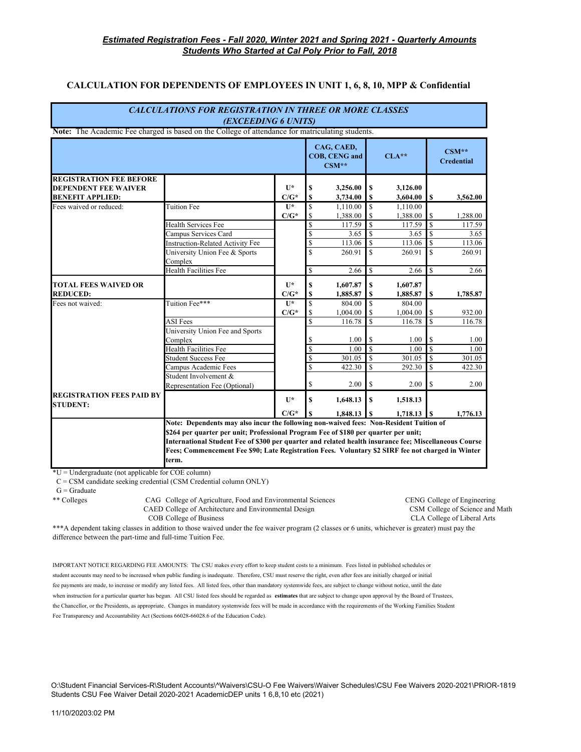## *Estimated Registration Fees - Fall 2020, Winter 2021 and Spring 2021 - Quarterly Amounts*
## *Students Who Started at Cal Poly Prior to Fall, 2018*

### CALCULATION FOR DEPENDENTS OF EMPLOYEES IN UNIT 1, 6, 8, 10, MPP & Confidential

***CALCULATIONS FOR REGISTRATION IN THREE OR MORE CLASSES (EXCEEDING 6 UNITS)***

**Note:** The Academic Fee charged is based on the College of attendance for matriculating students.

| | | | CAG, CAED, COB, CENG and CSM** | CLA** | CSM** Credential |
|---|---|---|---|---|---|
| **REGISTRATION FEE BEFORE DEPENDENT FEE WAIVER BENEFIT APPLIED:** | | U* | $ 3,256.00 | $ 3,126.00 | |
| | | C/G* | $ 3,734.00 | $ 3,604.00 | $ 3,562.00 |
| Fees waived or reduced: | Tuition Fee | U* | $ 1,110.00 | $ 1,110.00 | |
| | | C/G* | $ 1,388.00 | $ 1,388.00 | $ 1,288.00 |
| | Health Services Fee | | $ 117.59 | $ 117.59 | $ 117.59 |
| | Campus Services Card | | $ 3.65 | $ 3.65 | $ 3.65 |
| | Instruction-Related Activity Fee | | $ 113.06 | $ 113.06 | $ 113.06 |
| | University Union Fee & Sports Complex | | $ 260.91 | $ 260.91 | $ 260.91 |
| | Health Facilities Fee | | $ 2.66 | $ 2.66 | $ 2.66 |
| **TOTAL FEES WAIVED OR REDUCED:** | | U* | $ 1,607.87 | $ 1,607.87 | |
| | | C/G* | $ 1,885.87 | $ 1,885.87 | $ 1,785.87 |
| Fees not waived: | Tuition Fee*** | U* | $ 804.00 | $ 804.00 | |
| | | C/G* | $ 1,004.00 | $ 1,004.00 | $ 932.00 |
| | ASI Fees | | $ 116.78 | $ 116.78 | $ 116.78 |
| | University Union Fee and Sports Complex | | $ 1.00 | $ 1.00 | $ 1.00 |
| | Health Facilities Fee | | $ 1.00 | $ 1.00 | $ 1.00 |
| | Student Success Fee | | $ 301.05 | $ 301.05 | $ 301.05 |
| | Campus Academic Fees | | $ 422.30 | $ 292.30 | $ 422.30 |
| | Student Involvement & Representation Fee (Optional) | | $ 2.00 | $ 2.00 | $ 2.00 |
| **REGISTRATION FEES PAID BY STUDENT:** | | U* | $ 1,648.13 | $ 1,518.13 | |
| | | C/G* | $ 1,848.13 | $ 1,718.13 | $ 1,776.13 |

**Note: Dependents may also incur the following non-waived fees: Non-Resident Tuition of $264 per quarter per unit; Professional Program Fee of $180 per quarter per unit; International Student Fee of $300 per quarter and related health insurance fee; Miscellaneous Course Fees; Commencement Fee $90; Late Registration Fees. Voluntary $2 SIRF fee not charged in Winter term.**

*U = Undergraduate (not applicable for COE column)

C = CSM candidate seeking credential (CSM Credential column ONLY)

G = Graduate

** Colleges
- CAG College of Agriculture, Food and Environmental Sciences
- CAED College of Architecture and Environmental Design
- COB College of Business
- CENG College of Engineering
- CSM College of Science and Math
- CLA College of Liberal Arts

***A dependent taking classes in addition to those waived under the fee waiver program (2 classes or 6 units, whichever is greater) must pay the difference between the part-time and full-time Tuition Fee.

IMPORTANT NOTICE REGARDING FEE AMOUNTS: The CSU makes every effort to keep student costs to a minimum. Fees listed in published schedules or student accounts may need to be increased when public funding is inadequate. Therefore, CSU must reserve the right, even after fees are initially charged or initial fee payments are made, to increase or modify any listed fees. All listed fees, other than mandatory systemwide fees, are subject to change without notice, until the date when instruction for a particular quarter has begun. All CSU listed fees should be regarded as **estimates** that are subject to change upon approval by the Board of Trustees, the Chancellor, or the Presidents, as appropriate. Changes in mandatory systemwide fees will be made in accordance with the requirements of the Working Families Student Fee Transparency and Accountability Act (Sections 66028-66028.6 of the Education Code).

O:\Student Financial Services-R\Student Accounts\^Waivers\CSU-O Fee Waivers\Waiver Schedules\CSU Fee Waivers 2020-2021\PRIOR-1819 Students CSU Fee Waiver Detail 2020-2021 AcademicDEP units 1 6,8,10 etc (2021)

11/10/20203:02 PM